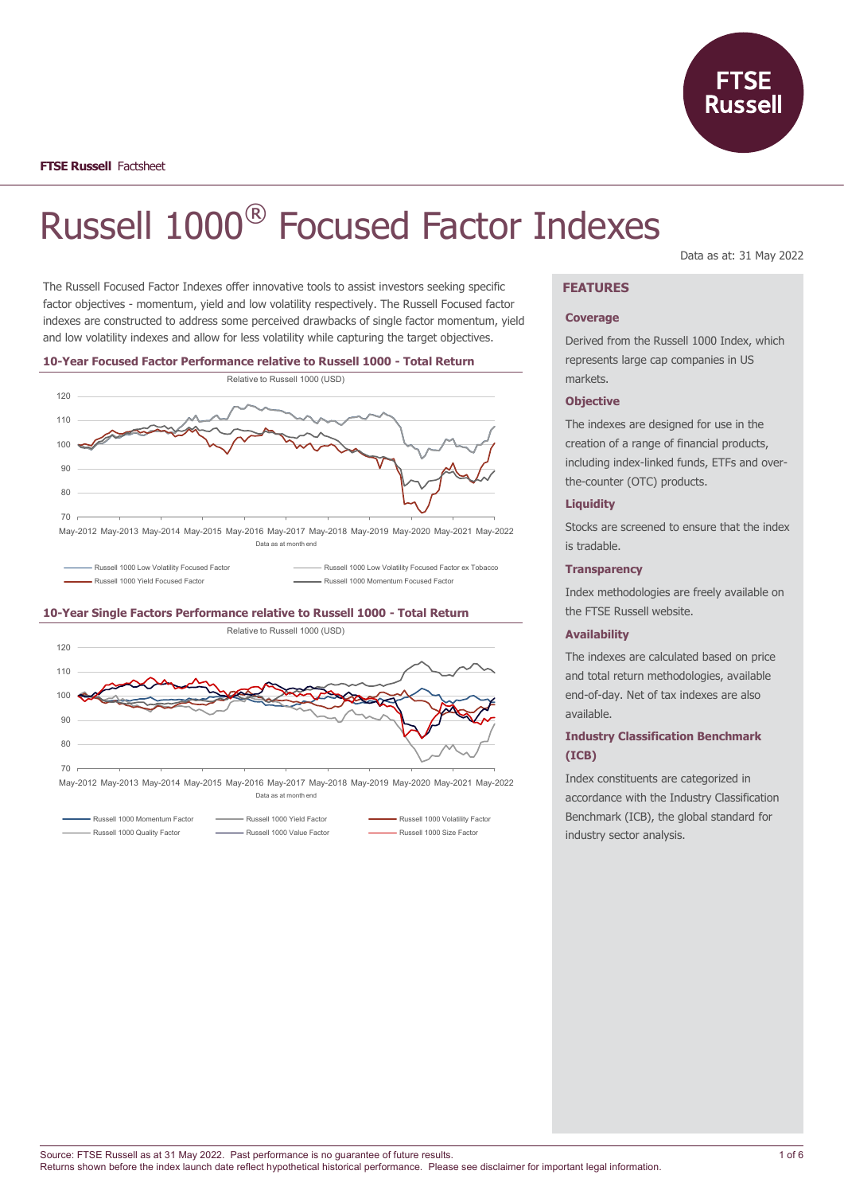**FTSE Russell** Factsheet

# Russell 1000® Focused Factor Indexes

Data as at: 31 May 2022

The Russell Focused Factor Indexes offer innovative tools to assist investors seeking specific factor objectives - momentum, yield and low volatility respectively. The Russell Focused factor indexes are constructed to address some perceived drawbacks of single factor momentum, yield and low volatility indexes and allow for less volatility while capturing the target objectives.

### 10-Year Focused Factor Performance relative to Russell 1000 - Total Return

Relative to Russell 1000 (USD)

Data as at month end

- Russell 1000 Low Volatility Focused Factor
- Russell 1000 Low Volatility Focused Factor ex Tobacco
- Russell 1000 Yield Focused Factor
- Russell 1000 Momentum Focused Factor

### 10-Year Single Factors Performance relative to Russell 1000 - Total Return

Relative to Russell 1000 (USD)

Data as at month end

- Russell 1000 Momentum Factor
- Russell 1000 Yield Factor
- Russell 1000 Volatility Factor
- Russell 1000 Quality Factor
- Russell 1000 Value Factor
- Russell 1000 Size Factor

## FEATURES

### Coverage

Derived from the Russell 1000 Index, which represents large cap companies in US markets.

### Objective

The indexes are designed for use in the creation of a range of financial products, including index-linked funds, ETFs and over-the-counter (OTC) products.

### Liquidity

Stocks are screened to ensure that the index is tradable.

### Transparency

Index methodologies are freely available on the FTSE Russell website.

### Availability

The indexes are calculated based on price and total return methodologies, available end-of-day. Net of tax indexes are also available.

### Industry Classification Benchmark (ICB)

Index constituents are categorized in accordance with the Industry Classification Benchmark (ICB), the global standard for industry sector analysis.

Source: FTSE Russell as at 31 May 2022. Past performance is no guarantee of future results.
Returns shown before the index launch date reflect hypothetical historical performance. Please see disclaimer for important legal information.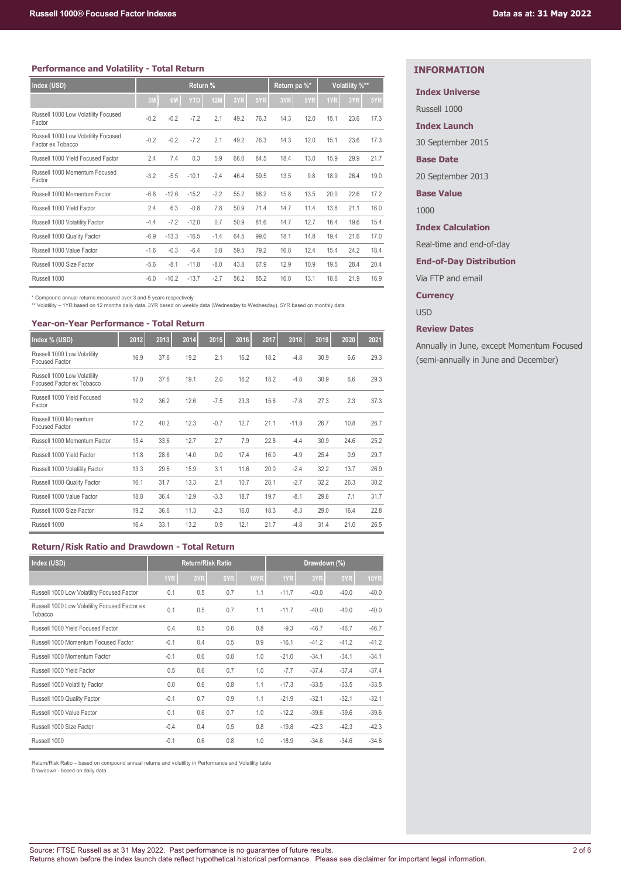## Performance and Volatility - Total Return

| Index (USD) | Return % | | | | | | Return pa %* | | Volatility %** | | |
|---|---|---|---|---|---|---|---|---|---|---|---|
| | 3M | 6M | YTD | 12M | 3YR | 5YR | 3YR | 5YR | 1YR | 3YR | 5YR |
| Russell 1000 Low Volatility Focused Factor | -0.2 | -0.2 | -7.2 | 2.1 | 49.2 | 76.3 | 14.3 | 12.0 | 15.1 | 23.6 | 17.3 |
| Russell 1000 Low Volatility Focused Factor ex Tobacco | -0.2 | -0.2 | -7.2 | 2.1 | 49.2 | 76.3 | 14.3 | 12.0 | 15.1 | 23.6 | 17.3 |
| Russell 1000 Yield Focused Factor | 2.4 | 7.4 | 0.3 | 5.9 | 66.0 | 84.5 | 18.4 | 13.0 | 15.9 | 29.9 | 21.7 |
| Russell 1000 Momentum Focused Factor | -3.2 | -5.5 | -10.1 | -2.4 | 46.4 | 59.5 | 13.5 | 9.8 | 18.9 | 26.4 | 19.0 |
| Russell 1000 Momentum Factor | -6.8 | -12.6 | -15.2 | -2.2 | 55.2 | 88.2 | 15.8 | 13.5 | 20.0 | 22.6 | 17.2 |
| Russell 1000 Yield Factor | 2.4 | 6.3 | -0.8 | 7.8 | 50.9 | 71.4 | 14.7 | 11.4 | 13.8 | 21.1 | 16.0 |
| Russell 1000 Volatility Factor | -4.4 | -7.2 | -12.0 | 0.7 | 50.9 | 81.6 | 14.7 | 12.7 | 16.4 | 19.6 | 15.4 |
| Russell 1000 Quality Factor | -6.9 | -13.3 | -16.5 | -1.4 | 64.5 | 99.0 | 18.1 | 14.8 | 19.4 | 21.6 | 17.0 |
| Russell 1000 Value Factor | -1.6 | -0.3 | -6.4 | 0.8 | 59.5 | 79.2 | 16.8 | 12.4 | 15.4 | 24.2 | 18.4 |
| Russell 1000 Size Factor | -5.6 | -8.1 | -11.8 | -8.0 | 43.8 | 67.9 | 12.9 | 10.9 | 19.5 | 28.4 | 20.4 |
| Russell 1000 | -6.0 | -10.2 | -13.7 | -2.7 | 56.2 | 85.2 | 16.0 | 13.1 | 18.6 | 21.9 | 16.9 |

\* Compound annual returns measured over 3 and 5 years respectively
\** Volatility – 1YR based on 12 months daily data. 3YR based on weekly data (Wednesday to Wednesday). 5YR based on monthly data

## Year-on-Year Performance - Total Return

| Index % (USD) | 2012 | 2013 | 2014 | 2015 | 2016 | 2017 | 2018 | 2019 | 2020 | 2021 |
|---|---|---|---|---|---|---|---|---|---|---|
| Russell 1000 Low Volatility Focused Factor | 16.9 | 37.6 | 19.2 | 2.1 | 16.2 | 18.2 | -4.8 | 30.9 | 6.6 | 29.3 |
| Russell 1000 Low Volatility Focused Factor ex Tobacco | 17.0 | 37.6 | 19.1 | 2.0 | 16.2 | 18.2 | -4.8 | 30.9 | 6.6 | 29.3 |
| Russell 1000 Yield Focused Factor | 19.2 | 36.2 | 12.6 | -7.5 | 23.3 | 15.6 | -7.8 | 27.3 | 2.3 | 37.3 |
| Russell 1000 Momentum Focused Factor | 17.2 | 40.2 | 12.3 | -0.7 | 12.7 | 21.1 | -11.8 | 26.7 | 10.8 | 26.7 |
| Russell 1000 Momentum Factor | 15.4 | 33.6 | 12.7 | 2.7 | 7.9 | 22.8 | -4.4 | 30.9 | 24.6 | 25.2 |
| Russell 1000 Yield Factor | 11.8 | 28.6 | 14.0 | 0.0 | 17.4 | 16.0 | -4.9 | 25.4 | 0.9 | 29.7 |
| Russell 1000 Volatility Factor | 13.3 | 29.6 | 15.9 | 3.1 | 11.6 | 20.0 | -2.4 | 32.2 | 13.7 | 26.9 |
| Russell 1000 Quality Factor | 16.1 | 31.7 | 13.3 | 2.1 | 10.7 | 28.1 | -2.7 | 32.2 | 26.3 | 30.2 |
| Russell 1000 Value Factor | 18.8 | 36.4 | 12.9 | -3.3 | 18.7 | 19.7 | -8.1 | 29.8 | 7.1 | 31.7 |
| Russell 1000 Size Factor | 19.2 | 36.6 | 11.3 | -2.3 | 16.0 | 18.3 | -8.3 | 29.0 | 16.4 | 22.8 |
| Russell 1000 | 16.4 | 33.1 | 13.2 | 0.9 | 12.1 | 21.7 | -4.8 | 31.4 | 21.0 | 26.5 |

## Return/Risk Ratio and Drawdown - Total Return

| Index (USD) | Return/Risk Ratio | | | | Drawdown (%) | | | |
|---|---|---|---|---|---|---|---|---|
| | 1YR | 3YR | 5YR | 10YR | 1YR | 3YR | 5YR | 10YR |
| Russell 1000 Low Volatility Focused Factor | 0.1 | 0.5 | 0.7 | 1.1 | -11.7 | -40.0 | -40.0 | -40.0 |
| Russell 1000 Low Volatility Focused Factor ex Tobacco | 0.1 | 0.5 | 0.7 | 1.1 | -11.7 | -40.0 | -40.0 | -40.0 |
| Russell 1000 Yield Focused Factor | 0.4 | 0.5 | 0.6 | 0.8 | -9.3 | -46.7 | -46.7 | -46.7 |
| Russell 1000 Momentum Focused Factor | -0.1 | 0.4 | 0.5 | 0.9 | -16.1 | -41.2 | -41.2 | -41.2 |
| Russell 1000 Momentum Factor | -0.1 | 0.6 | 0.8 | 1.0 | -21.0 | -34.1 | -34.1 | -34.1 |
| Russell 1000 Yield Factor | 0.5 | 0.6 | 0.7 | 1.0 | -7.7 | -37.4 | -37.4 | -37.4 |
| Russell 1000 Volatility Factor | 0.0 | 0.6 | 0.8 | 1.1 | -17.3 | -33.5 | -33.5 | -33.5 |
| Russell 1000 Quality Factor | -0.1 | 0.7 | 0.9 | 1.1 | -21.9 | -32.1 | -32.1 | -32.1 |
| Russell 1000 Value Factor | 0.1 | 0.6 | 0.7 | 1.0 | -12.2 | -39.6 | -39.6 | -39.6 |
| Russell 1000 Size Factor | -0.4 | 0.4 | 0.5 | 0.8 | -19.8 | -42.3 | -42.3 | -42.3 |
| Russell 1000 | -0.1 | 0.6 | 0.8 | 1.0 | -18.9 | -34.6 | -34.6 | -34.6 |

Return/Risk Ratio – based on compound annual returns and volatility in Performance and Volatility table
Drawdown - based on daily data

## INFORMATION

**Index Universe**

Russell 1000

**Index Launch**

30 September 2015

**Base Date**

20 September 2013

**Base Value**

1000

**Index Calculation**

Real-time and end-of-day

**End-of-Day Distribution**

Via FTP and email

**Currency**

USD

**Review Dates**

Annually in June, except Momentum Focused (semi-annually in June and December)

Source: FTSE Russell as at 31 May 2022. Past performance is no guarantee of future results.
Returns shown before the index launch date reflect hypothetical historical performance. Please see disclaimer for important legal information.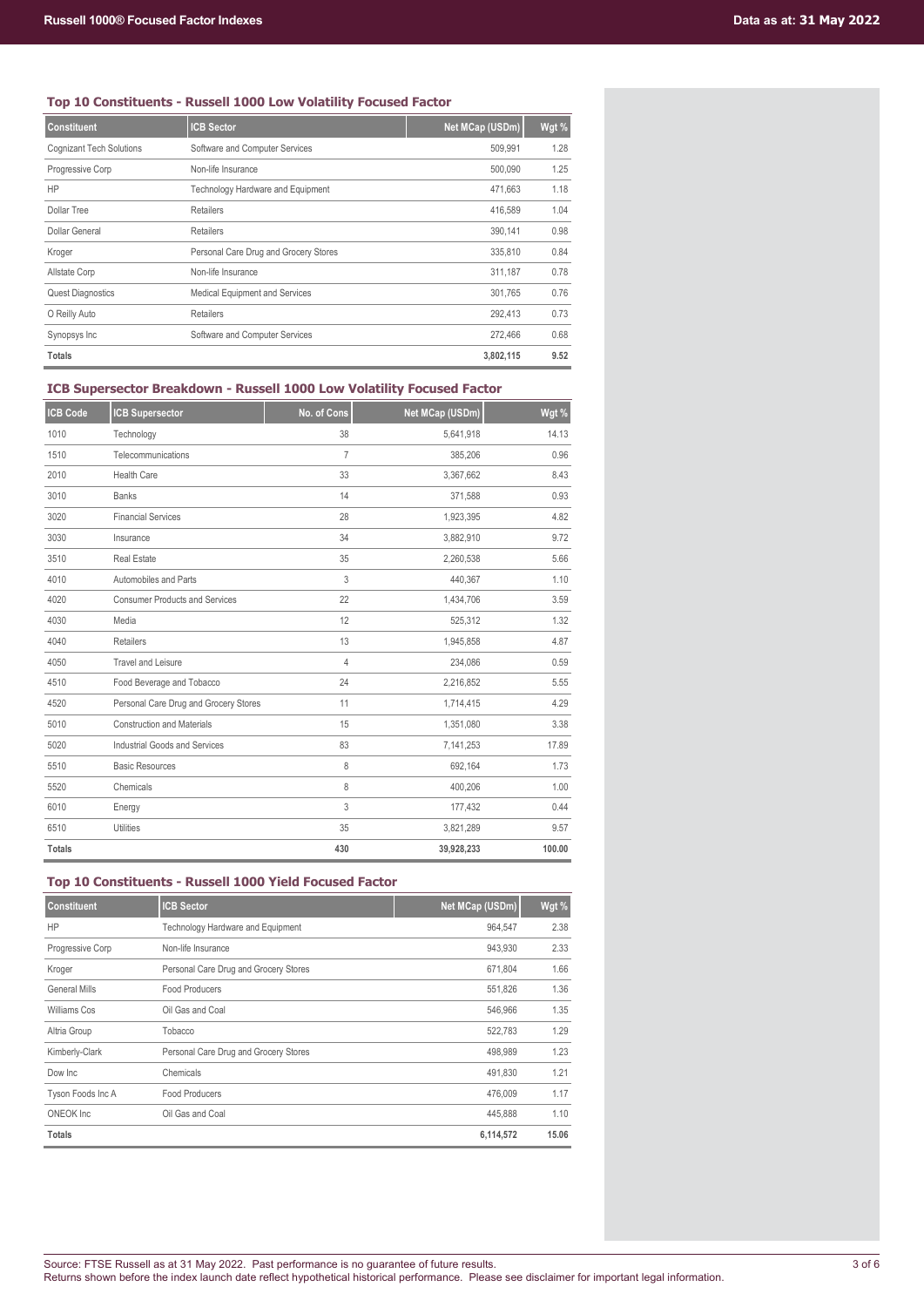### Top 10 Constituents - Russell 1000 Low Volatility Focused Factor

| Constituent | ICB Sector | Net MCap (USDm) | Wgt % |
|---|---|---|---|
| Cognizant Tech Solutions | Software and Computer Services | 509,991 | 1.28 |
| Progressive Corp | Non-life Insurance | 500,090 | 1.25 |
| HP | Technology Hardware and Equipment | 471,663 | 1.18 |
| Dollar Tree | Retailers | 416,589 | 1.04 |
| Dollar General | Retailers | 390,141 | 0.98 |
| Kroger | Personal Care Drug and Grocery Stores | 335,810 | 0.84 |
| Allstate Corp | Non-life Insurance | 311,187 | 0.78 |
| Quest Diagnostics | Medical Equipment and Services | 301,765 | 0.76 |
| O Reilly Auto | Retailers | 292,413 | 0.73 |
| Synopsys Inc | Software and Computer Services | 272,466 | 0.68 |
| **Totals** | | **3,802,115** | **9.52** |

### ICB Supersector Breakdown - Russell 1000 Low Volatility Focused Factor

| ICB Code | ICB Supersector | No. of Cons | Net MCap (USDm) | Wgt % |
|---|---|---|---|---|
| 1010 | Technology | 38 | 5,641,918 | 14.13 |
| 1510 | Telecommunications | 7 | 385,206 | 0.96 |
| 2010 | Health Care | 33 | 3,367,662 | 8.43 |
| 3010 | Banks | 14 | 371,588 | 0.93 |
| 3020 | Financial Services | 28 | 1,923,395 | 4.82 |
| 3030 | Insurance | 34 | 3,882,910 | 9.72 |
| 3510 | Real Estate | 35 | 2,260,538 | 5.66 |
| 4010 | Automobiles and Parts | 3 | 440,367 | 1.10 |
| 4020 | Consumer Products and Services | 22 | 1,434,706 | 3.59 |
| 4030 | Media | 12 | 525,312 | 1.32 |
| 4040 | Retailers | 13 | 1,945,858 | 4.87 |
| 4050 | Travel and Leisure | 4 | 234,086 | 0.59 |
| 4510 | Food Beverage and Tobacco | 24 | 2,216,852 | 5.55 |
| 4520 | Personal Care Drug and Grocery Stores | 11 | 1,714,415 | 4.29 |
| 5010 | Construction and Materials | 15 | 1,351,080 | 3.38 |
| 5020 | Industrial Goods and Services | 83 | 7,141,253 | 17.89 |
| 5510 | Basic Resources | 8 | 692,164 | 1.73 |
| 5520 | Chemicals | 8 | 400,206 | 1.00 |
| 6010 | Energy | 3 | 177,432 | 0.44 |
| 6510 | Utilities | 35 | 3,821,289 | 9.57 |
| **Totals** | | **430** | **39,928,233** | **100.00** |

### Top 10 Constituents - Russell 1000 Yield Focused Factor

| Constituent | ICB Sector | Net MCap (USDm) | Wgt % |
|---|---|---|---|
| HP | Technology Hardware and Equipment | 964,547 | 2.38 |
| Progressive Corp | Non-life Insurance | 943,930 | 2.33 |
| Kroger | Personal Care Drug and Grocery Stores | 671,804 | 1.66 |
| General Mills | Food Producers | 551,826 | 1.36 |
| Williams Cos | Oil Gas and Coal | 546,966 | 1.35 |
| Altria Group | Tobacco | 522,783 | 1.29 |
| Kimberly-Clark | Personal Care Drug and Grocery Stores | 498,989 | 1.23 |
| Dow Inc | Chemicals | 491,830 | 1.21 |
| Tyson Foods Inc A | Food Producers | 476,009 | 1.17 |
| ONEOK Inc | Oil Gas and Coal | 445,888 | 1.10 |
| **Totals** | | **6,114,572** | **15.06** |

Source: FTSE Russell as at 31 May 2022. Past performance is no guarantee of future results.
Returns shown before the index launch date reflect hypothetical historical performance. Please see disclaimer for important legal information.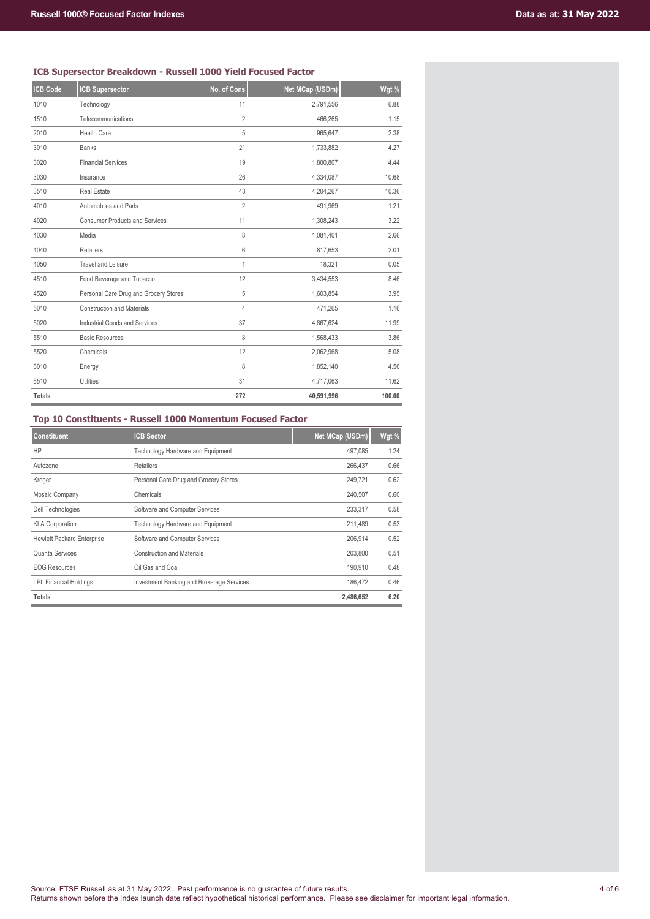### ICB Supersector Breakdown - Russell 1000 Yield Focused Factor

| ICB Code | ICB Supersector | No. of Cons | Net MCap (USDm) | Wgt % |
|---|---|---|---|---|
| 1010 | Technology | 11 | 2,791,556 | 6.88 |
| 1510 | Telecommunications | 2 | 466,265 | 1.15 |
| 2010 | Health Care | 5 | 965,647 | 2.38 |
| 3010 | Banks | 21 | 1,733,882 | 4.27 |
| 3020 | Financial Services | 19 | 1,800,807 | 4.44 |
| 3030 | Insurance | 26 | 4,334,087 | 10.68 |
| 3510 | Real Estate | 43 | 4,204,267 | 10.36 |
| 4010 | Automobiles and Parts | 2 | 491,969 | 1.21 |
| 4020 | Consumer Products and Services | 11 | 1,308,243 | 3.22 |
| 4030 | Media | 8 | 1,081,401 | 2.66 |
| 4040 | Retailers | 6 | 817,653 | 2.01 |
| 4050 | Travel and Leisure | 1 | 18,321 | 0.05 |
| 4510 | Food Beverage and Tobacco | 12 | 3,434,553 | 8.46 |
| 4520 | Personal Care Drug and Grocery Stores | 5 | 1,603,854 | 3.95 |
| 5010 | Construction and Materials | 4 | 471,265 | 1.16 |
| 5020 | Industrial Goods and Services | 37 | 4,867,624 | 11.99 |
| 5510 | Basic Resources | 8 | 1,568,433 | 3.86 |
| 5520 | Chemicals | 12 | 2,062,968 | 5.08 |
| 6010 | Energy | 8 | 1,852,140 | 4.56 |
| 6510 | Utilities | 31 | 4,717,063 | 11.62 |
| **Totals** | | **272** | **40,591,996** | **100.00** |

### Top 10 Constituents - Russell 1000 Momentum Focused Factor

| Constituent | ICB Sector | Net MCap (USDm) | Wgt % |
|---|---|---|---|
| HP | Technology Hardware and Equipment | 497,085 | 1.24 |
| Autozone | Retailers | 266,437 | 0.66 |
| Kroger | Personal Care Drug and Grocery Stores | 249,721 | 0.62 |
| Mosaic Company | Chemicals | 240,507 | 0.60 |
| Dell Technologies | Software and Computer Services | 233,317 | 0.58 |
| KLA Corporation | Technology Hardware and Equipment | 211,489 | 0.53 |
| Hewlett Packard Enterprise | Software and Computer Services | 206,914 | 0.52 |
| Quanta Services | Construction and Materials | 203,800 | 0.51 |
| EOG Resources | Oil Gas and Coal | 190,910 | 0.48 |
| LPL Financial Holdings | Investment Banking and Brokerage Services | 186,472 | 0.46 |
| **Totals** | | **2,486,652** | **6.20** |

Source: FTSE Russell as at 31 May 2022. Past performance is no guarantee of future results.
Returns shown before the index launch date reflect hypothetical historical performance. Please see disclaimer for important legal information.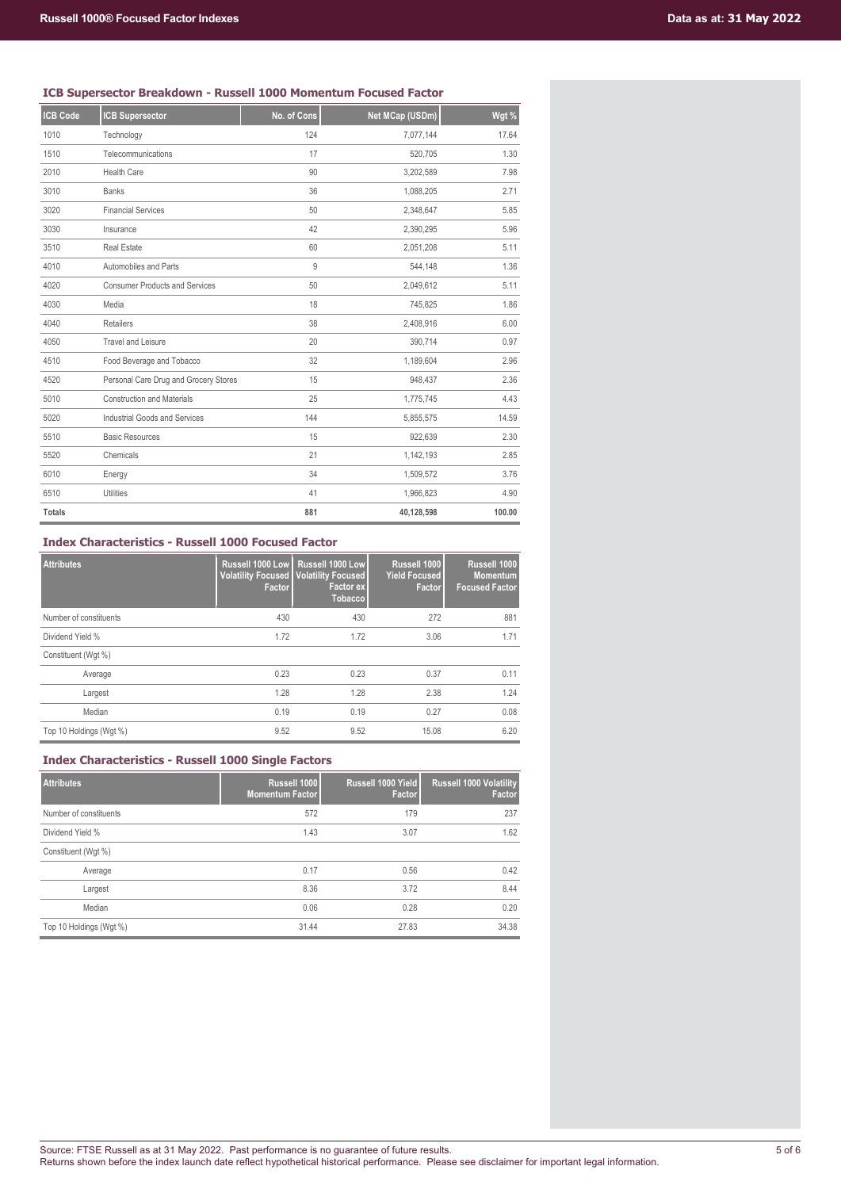## ICB Supersector Breakdown - Russell 1000 Momentum Focused Factor

| ICB Code | ICB Supersector | No. of Cons | Net MCap (USDm) | Wgt % |
|---|---|---|---|---|
| 1010 | Technology | 124 | 7,077,144 | 17.64 |
| 1510 | Telecommunications | 17 | 520,705 | 1.30 |
| 2010 | Health Care | 90 | 3,202,589 | 7.98 |
| 3010 | Banks | 36 | 1,088,205 | 2.71 |
| 3020 | Financial Services | 50 | 2,348,647 | 5.85 |
| 3030 | Insurance | 42 | 2,390,295 | 5.96 |
| 3510 | Real Estate | 60 | 2,051,208 | 5.11 |
| 4010 | Automobiles and Parts | 9 | 544,148 | 1.36 |
| 4020 | Consumer Products and Services | 50 | 2,049,612 | 5.11 |
| 4030 | Media | 18 | 745,825 | 1.86 |
| 4040 | Retailers | 38 | 2,408,916 | 6.00 |
| 4050 | Travel and Leisure | 20 | 390,714 | 0.97 |
| 4510 | Food Beverage and Tobacco | 32 | 1,189,604 | 2.96 |
| 4520 | Personal Care Drug and Grocery Stores | 15 | 948,437 | 2.36 |
| 5010 | Construction and Materials | 25 | 1,775,745 | 4.43 |
| 5020 | Industrial Goods and Services | 144 | 5,855,575 | 14.59 |
| 5510 | Basic Resources | 15 | 922,639 | 2.30 |
| 5520 | Chemicals | 21 | 1,142,193 | 2.85 |
| 6010 | Energy | 34 | 1,509,572 | 3.76 |
| 6510 | Utilities | 41 | 1,966,823 | 4.90 |
| **Totals** | | **881** | **40,128,598** | **100.00** |

## Index Characteristics - Russell 1000 Focused Factor

| Attributes | Russell 1000 Low Volatility Focused Factor | Russell 1000 Low Volatility Focused Factor ex Tobacco | Russell 1000 Yield Focused Factor | Russell 1000 Momentum Focused Factor |
|---|---|---|---|---|
| Number of constituents | 430 | 430 | 272 | 881 |
| Dividend Yield % | 1.72 | 1.72 | 3.06 | 1.71 |
| Constituent (Wgt %) | | | | |
| Average | 0.23 | 0.23 | 0.37 | 0.11 |
| Largest | 1.28 | 1.28 | 2.38 | 1.24 |
| Median | 0.19 | 0.19 | 0.27 | 0.08 |
| Top 10 Holdings (Wgt %) | 9.52 | 9.52 | 15.08 | 6.20 |

## Index Characteristics - Russell 1000 Single Factors

| Attributes | Russell 1000 Momentum Factor | Russell 1000 Yield Factor | Russell 1000 Volatility Factor |
|---|---|---|---|
| Number of constituents | 572 | 179 | 237 |
| Dividend Yield % | 1.43 | 3.07 | 1.62 |
| Constituent (Wgt %) | | | |
| Average | 0.17 | 0.56 | 0.42 |
| Largest | 8.36 | 3.72 | 8.44 |
| Median | 0.06 | 0.28 | 0.20 |
| Top 10 Holdings (Wgt %) | 31.44 | 27.83 | 34.38 |

Source: FTSE Russell as at 31 May 2022. Past performance is no guarantee of future results.
Returns shown before the index launch date reflect hypothetical historical performance. Please see disclaimer for important legal information.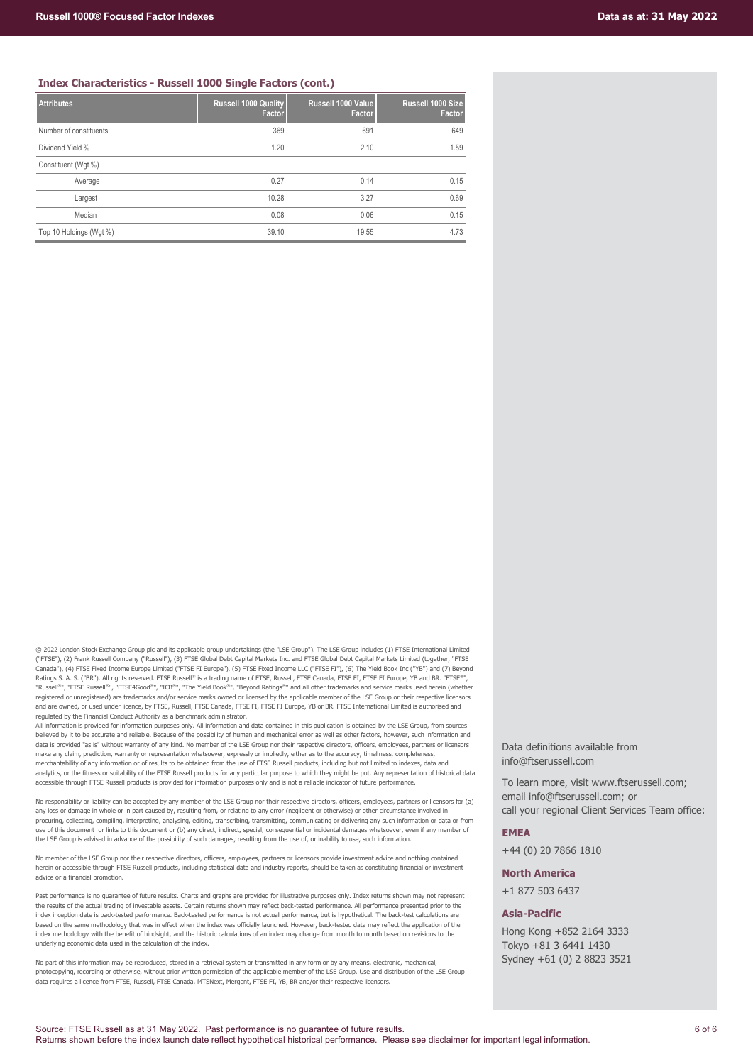### Index Characteristics - Russell 1000 Single Factors (cont.)

| Attributes | Russell 1000 Quality Factor | Russell 1000 Value Factor | Russell 1000 Size Factor |
|---|---|---|---|
| Number of constituents | 369 | 691 | 649 |
| Dividend Yield % | 1.20 | 2.10 | 1.59 |
| Constituent (Wgt %) | | | |
| Average | 0.27 | 0.14 | 0.15 |
| Largest | 10.28 | 3.27 | 0.69 |
| Median | 0.08 | 0.06 | 0.15 |
| Top 10 Holdings (Wgt %) | 39.10 | 19.55 | 4.73 |

© 2022 London Stock Exchange Group plc and its applicable group undertakings (the "LSE Group"). The LSE Group includes (1) FTSE International Limited ("FTSE"), (2) Frank Russell Company ("Russell"), (3) FTSE Global Debt Capital Markets Inc. and FTSE Global Debt Capital Markets Limited (together, "FTSE Canada"), (4) FTSE Fixed Income Europe Limited ("FTSE FI Europe"), (5) FTSE Fixed Income LLC ("FTSE FI"), (6) The Yield Book Inc ("YB") and (7) Beyond Ratings S. A. S. ("BR"). All rights reserved. FTSE Russell® is a trading name of FTSE, Russell, FTSE Canada, FTSE FI, FTSE FI Europe, YB and BR. "FTSE®", "Russell®", "FTSE Russell®", "FTSE4Good®", "ICB®", "The Yield Book®", "Beyond Ratings®" and all other trademarks and service marks used herein (whether registered or unregistered) are trademarks and/or service marks owned or licensed by the applicable member of the LSE Group or their respective licensors and are owned, or used under licence, by FTSE, Russell, FTSE Canada, FTSE FI, FTSE FI Europe, YB or BR. FTSE International Limited is authorised and regulated by the Financial Conduct Authority as a benchmark administrator.

All information is provided for information purposes only. All information and data contained in this publication is obtained by the LSE Group, from sources believed by it to be accurate and reliable. Because of the possibility of human and mechanical error as well as other factors, however, such information and data is provided "as is" without warranty of any kind. No member of the LSE Group nor their respective directors, officers, employees, partners or licensors make any claim, prediction, warranty or representation whatsoever, expressly or impliedly, either as to the accuracy, timeliness, completeness, merchantability of any information or of results to be obtained from the use of FTSE Russell products, including but not limited to indexes, data and analytics, or the fitness or suitability of the FTSE Russell products for any particular purpose to which they might be put. Any representation of historical data accessible through FTSE Russell products is provided for information purposes only and is not a reliable indicator of future performance.

No responsibility or liability can be accepted by any member of the LSE Group nor their respective directors, officers, employees, partners or licensors for (a) any loss or damage in whole or in part caused by, resulting from, or relating to any error (negligent or otherwise) or other circumstance involved in procuring, collecting, compiling, interpreting, analysing, editing, transcribing, transmitting, communicating or delivering any such information or data or from use of this document or links to this document or (b) any direct, indirect, special, consequential or incidental damages whatsoever, even if any member of the LSE Group is advised in advance of the possibility of such damages, resulting from the use of, or inability to use, such information.

No member of the LSE Group nor their respective directors, officers, employees, partners or licensors provide investment advice and nothing contained herein or accessible through FTSE Russell products, including statistical data and industry reports, should be taken as constituting financial or investment advice or a financial promotion.

Past performance is no guarantee of future results. Charts and graphs are provided for illustrative purposes only. Index returns shown may not represent the results of the actual trading of investable assets. Certain returns shown may reflect back-tested performance. All performance presented prior to the index inception date is back-tested performance. Back-tested performance is not actual performance, but is hypothetical. The back-test calculations are based on the same methodology that was in effect when the index was officially launched. However, back-tested data may reflect the application of the index methodology with the benefit of hindsight, and the historic calculations of an index may change from month to month based on revisions to the underlying economic data used in the calculation of the index.

No part of this information may be reproduced, stored in a retrieval system or transmitted in any form or by any means, electronic, mechanical, photocopying, recording or otherwise, without prior written permission of the applicable member of the LSE Group. Use and distribution of the LSE Group data requires a licence from FTSE, Russell, FTSE Canada, MTSNext, Mergent, FTSE FI, YB, BR and/or their respective licensors.

Data definitions available from info@ftserussell.com

To learn more, visit www.ftserussell.com; email info@ftserussell.com; or call your regional Client Services Team office:

**EMEA**

+44 (0) 20 7866 1810

**North America**

+1 877 503 6437

**Asia-Pacific**

Hong Kong +852 2164 3333
Tokyo +81 3 6441 1430
Sydney +61 (0) 2 8823 3521

Source: FTSE Russell as at 31 May 2022. Past performance is no guarantee of future results.
Returns shown before the index launch date reflect hypothetical historical performance. Please see disclaimer for important legal information.